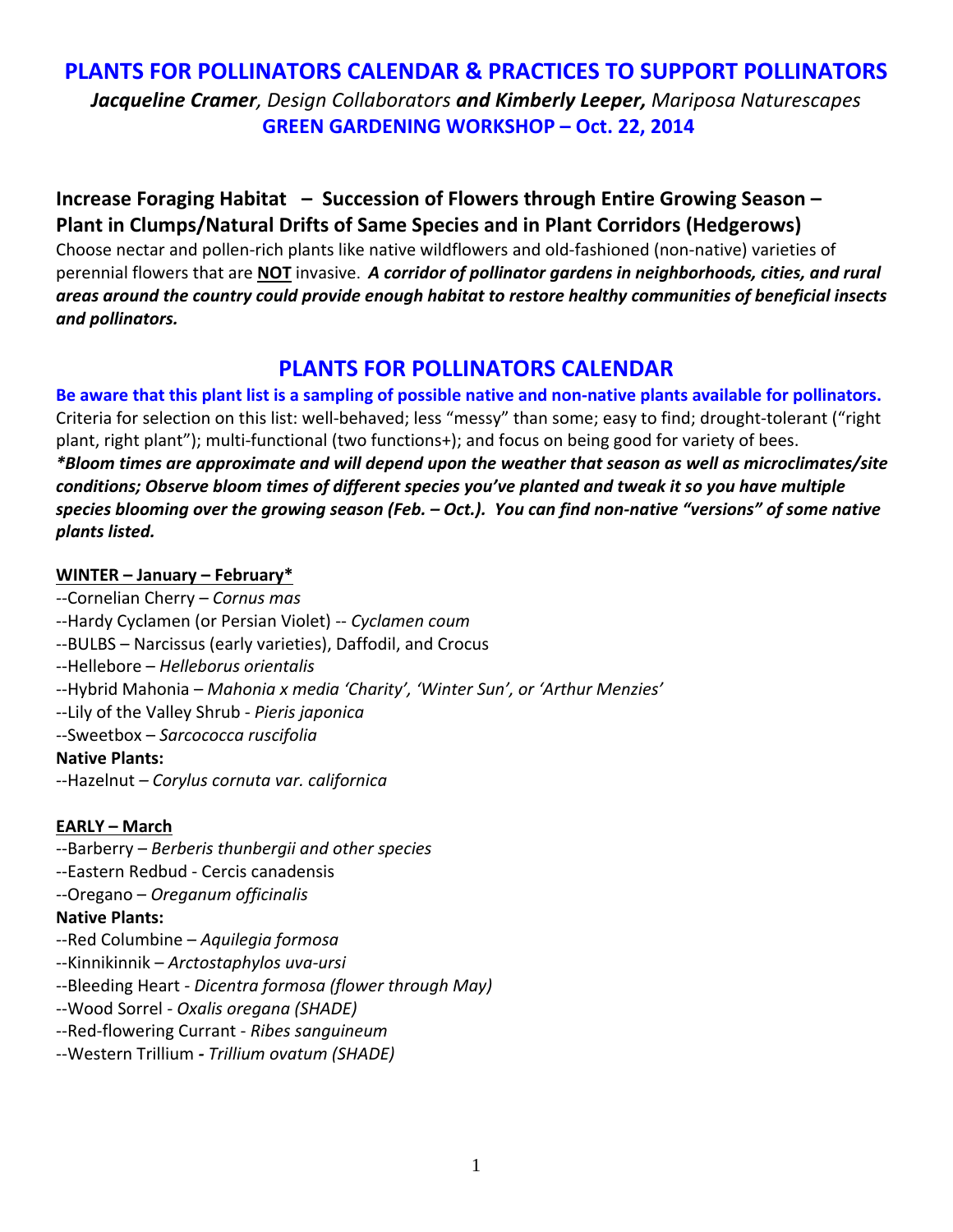# PLANTS FOR POLLINATORS CALENDAR & PRACTICES TO SUPPORT POLLINATORS

***Jacqueline Cramer**, Design Collaborators **and Kimberly Leeper,** Mariposa Naturescapes*

**GREEN GARDENING WORKSHOP – Oct. 22, 2014**

## Increase Foraging Habitat – Succession of Flowers through Entire Growing Season – Plant in Clumps/Natural Drifts of Same Species and in Plant Corridors (Hedgerows)

Choose nectar and pollen-rich plants like native wildflowers and old-fashioned (non-native) varieties of perennial flowers that are **NOT** invasive. ***A corridor of pollinator gardens in neighborhoods, cities, and rural areas around the country could provide enough habitat to restore healthy communities of beneficial insects and pollinators.***

## PLANTS FOR POLLINATORS CALENDAR

**Be aware that this plant list is a sampling of possible native and non-native plants available for pollinators.** Criteria for selection on this list: well-behaved; less "messy" than some; easy to find; drought-tolerant ("right plant, right plant"); multi-functional (two functions+); and focus on being good for variety of bees. ***\*Bloom times are approximate and will depend upon the weather that season as well as microclimates/site conditions; Observe bloom times of different species you've planted and tweak it so you have multiple species blooming over the growing season (Feb. – Oct.). You can find non-native "versions" of some native plants listed.***

**WINTER – January – February***

--Cornelian Cherry – *Cornus mas*
--Hardy Cyclamen (or Persian Violet) -- *Cyclamen coum*
--BULBS – Narcissus (early varieties), Daffodil, and Crocus
--Hellebore – *Helleborus orientalis*
--Hybrid Mahonia – *Mahonia x media 'Charity', 'Winter Sun', or 'Arthur Menzies'*
--Lily of the Valley Shrub - *Pieris japonica*
--Sweetbox – *Sarcococca ruscifolia*

**Native Plants:**

--Hazelnut – *Corylus cornuta var. californica*

**EARLY – March**

--Barberry – *Berberis thunbergii and other species*
--Eastern Redbud - Cercis canadensis
--Oregano – *Oreganum officinalis*

**Native Plants:**

--Red Columbine – *Aquilegia formosa*
--Kinnikinnik – *Arctostaphylos uva-ursi*
--Bleeding Heart - *Dicentra formosa (flower through May)*
--Wood Sorrel - *Oxalis oregana (SHADE)*
--Red-flowering Currant - *Ribes sanguineum*
--Western Trillium **-** *Trillium ovatum (SHADE)*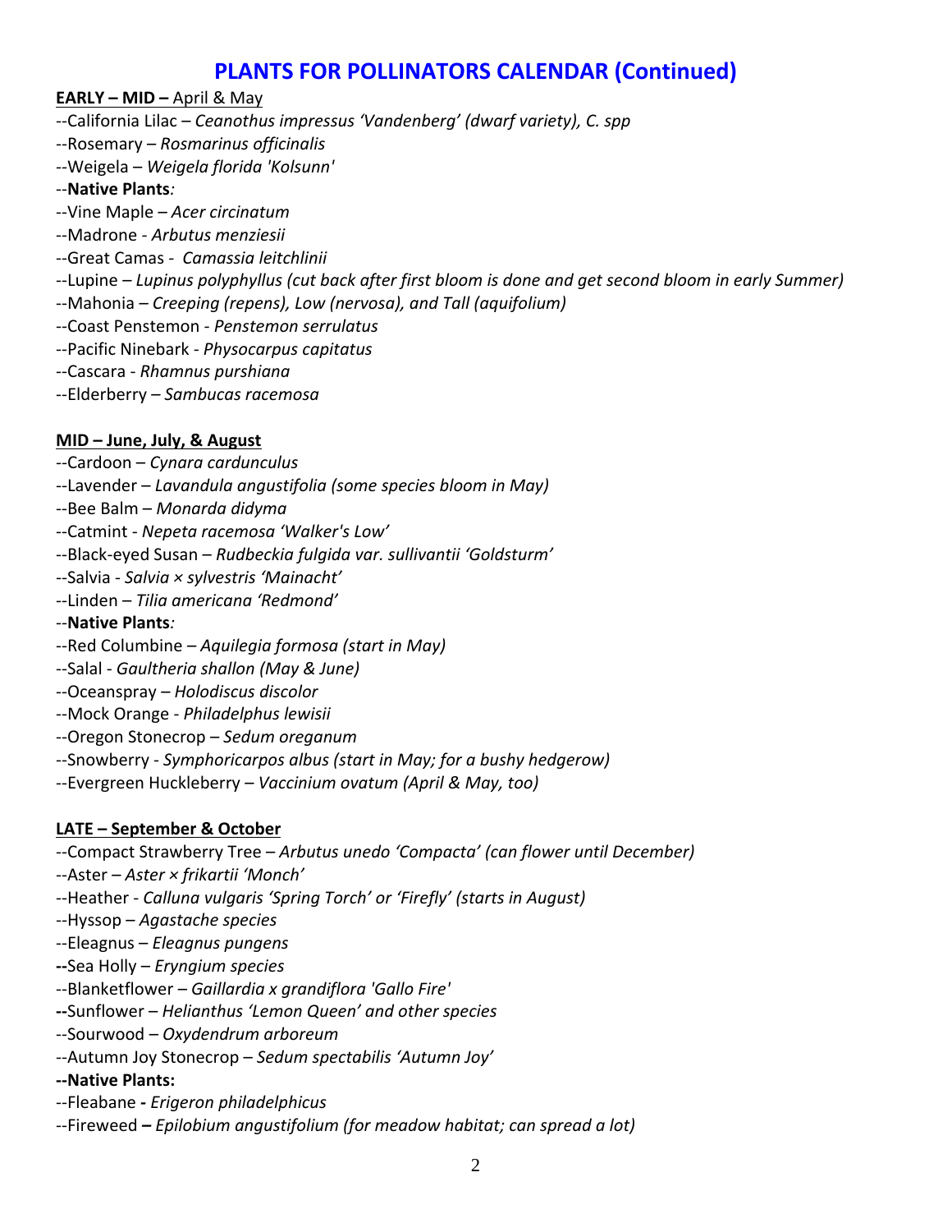# PLANTS FOR POLLINATORS CALENDAR (Continued)

**EARLY – MID –** April & May

--California Lilac – *Ceanothus impressus 'Vandenberg' (dwarf variety), C. spp*
--Rosemary – *Rosmarinus officinalis*
--Weigela – *Weigela florida 'Kolsunn'*
--**Native Plants***:*
--Vine Maple – *Acer circinatum*
--Madrone - *Arbutus menziesii*
--Great Camas - *Camassia leitchlinii*
--Lupine – *Lupinus polyphyllus (cut back after first bloom is done and get second bloom in early Summer)*
--Mahonia – *Creeping (repens), Low (nervosa), and Tall (aquifolium)*
--Coast Penstemon - *Penstemon serrulatus*
--Pacific Ninebark - *Physocarpus capitatus*
--Cascara - *Rhamnus purshiana*
--Elderberry – *Sambucas racemosa*

**MID – June, July, & August**

--Cardoon – *Cynara cardunculus*
--Lavender – *Lavandula angustifolia (some species bloom in May)*
--Bee Balm – *Monarda didyma*
--Catmint - *Nepeta racemosa 'Walker's Low'*
--Black-eyed Susan – *Rudbeckia fulgida var. sullivantii 'Goldsturm'*
--Salvia - *Salvia × sylvestris 'Mainacht'*
--Linden – *Tilia americana 'Redmond'*
--**Native Plants***:*
--Red Columbine – *Aquilegia formosa (start in May)*
--Salal - *Gaultheria shallon (May & June)*
--Oceanspray – *Holodiscus discolor*
--Mock Orange - *Philadelphus lewisii*
--Oregon Stonecrop – *Sedum oreganum*
--Snowberry - *Symphoricarpos albus (start in May; for a bushy hedgerow)*
--Evergreen Huckleberry – *Vaccinium ovatum (April & May, too)*

**LATE – September & October**

--Compact Strawberry Tree – *Arbutus unedo 'Compacta' (can flower until December)*
--Aster – *Aster × frikartii 'Monch'*
--Heather - *Calluna vulgaris 'Spring Torch' or 'Firefly' (starts in August)*
--Hyssop – *Agastache species*
--Eleagnus – *Eleagnus pungens*
--Sea Holly – *Eryngium species*
--Blanketflower – *Gaillardia x grandiflora 'Gallo Fire'*
--Sunflower – *Helianthus 'Lemon Queen' and other species*
--Sourwood – *Oxydendrum arboreum*
--Autumn Joy Stonecrop – *Sedum spectabilis 'Autumn Joy'*
**--Native Plants:**
--Fleabane - *Erigeron philadelphicus*
--Fireweed – *Epilobium angustifolium (for meadow habitat; can spread a lot)*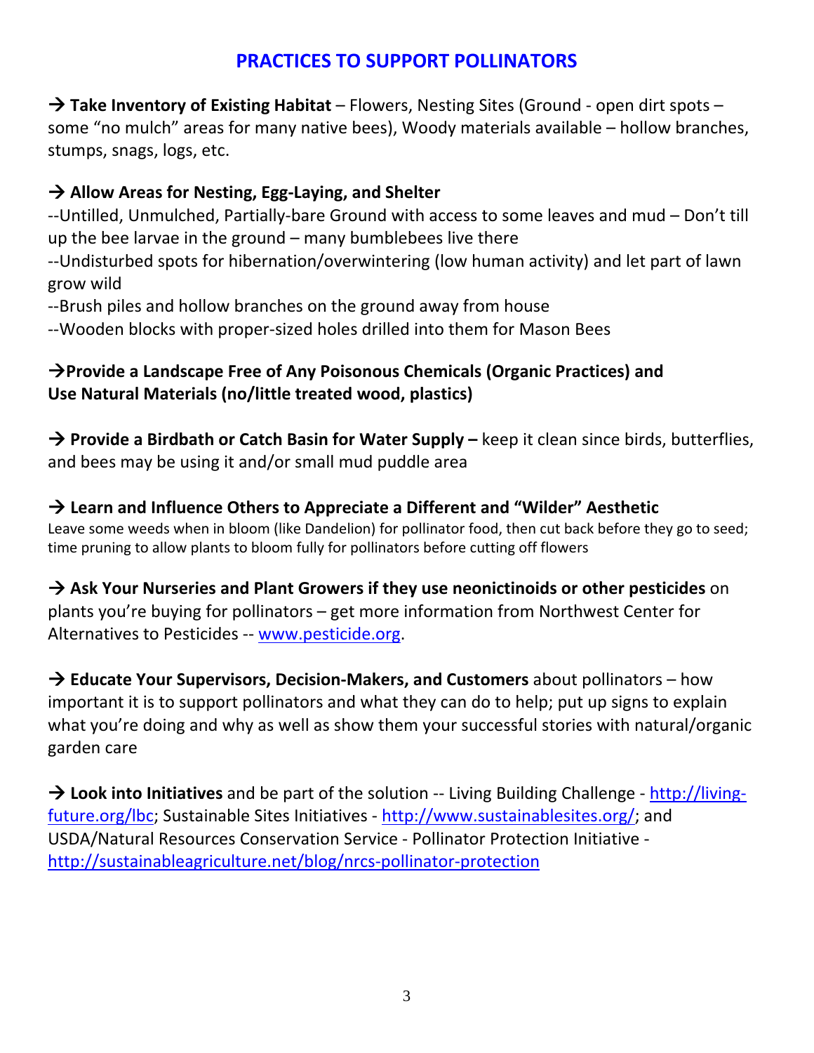## PRACTICES TO SUPPORT POLLINATORS

→ **Take Inventory of Existing Habitat** – Flowers, Nesting Sites (Ground - open dirt spots – some "no mulch" areas for many native bees), Woody materials available – hollow branches, stumps, snags, logs, etc.

→ **Allow Areas for Nesting, Egg-Laying, and Shelter**

--Untilled, Unmulched, Partially-bare Ground with access to some leaves and mud – Don't till up the bee larvae in the ground – many bumblebees live there

--Undisturbed spots for hibernation/overwintering (low human activity) and let part of lawn grow wild

--Brush piles and hollow branches on the ground away from house

--Wooden blocks with proper-sized holes drilled into them for Mason Bees

→**Provide a Landscape Free of Any Poisonous Chemicals (Organic Practices) and Use Natural Materials (no/little treated wood, plastics)**

→ **Provide a Birdbath or Catch Basin for Water Supply –** keep it clean since birds, butterflies, and bees may be using it and/or small mud puddle area

→ **Learn and Influence Others to Appreciate a Different and "Wilder" Aesthetic**

Leave some weeds when in bloom (like Dandelion) for pollinator food, then cut back before they go to seed; time pruning to allow plants to bloom fully for pollinators before cutting off flowers

→ **Ask Your Nurseries and Plant Growers if they use neonictinoids or other pesticides** on plants you're buying for pollinators – get more information from Northwest Center for Alternatives to Pesticides -- [www.pesticide.org](www.pesticide.org).

→ **Educate Your Supervisors, Decision-Makers, and Customers** about pollinators – how important it is to support pollinators and what they can do to help; put up signs to explain what you're doing and why as well as show them your successful stories with natural/organic garden care

→ **Look into Initiatives** and be part of the solution -- Living Building Challenge - [http://living-future.org/lbc](http://living-future.org/lbc); Sustainable Sites Initiatives - [http://www.sustainablesites.org/](http://www.sustainablesites.org/); and USDA/Natural Resources Conservation Service - Pollinator Protection Initiative - [http://sustainableagriculture.net/blog/nrcs-pollinator-protection](http://sustainableagriculture.net/blog/nrcs-pollinator-protection)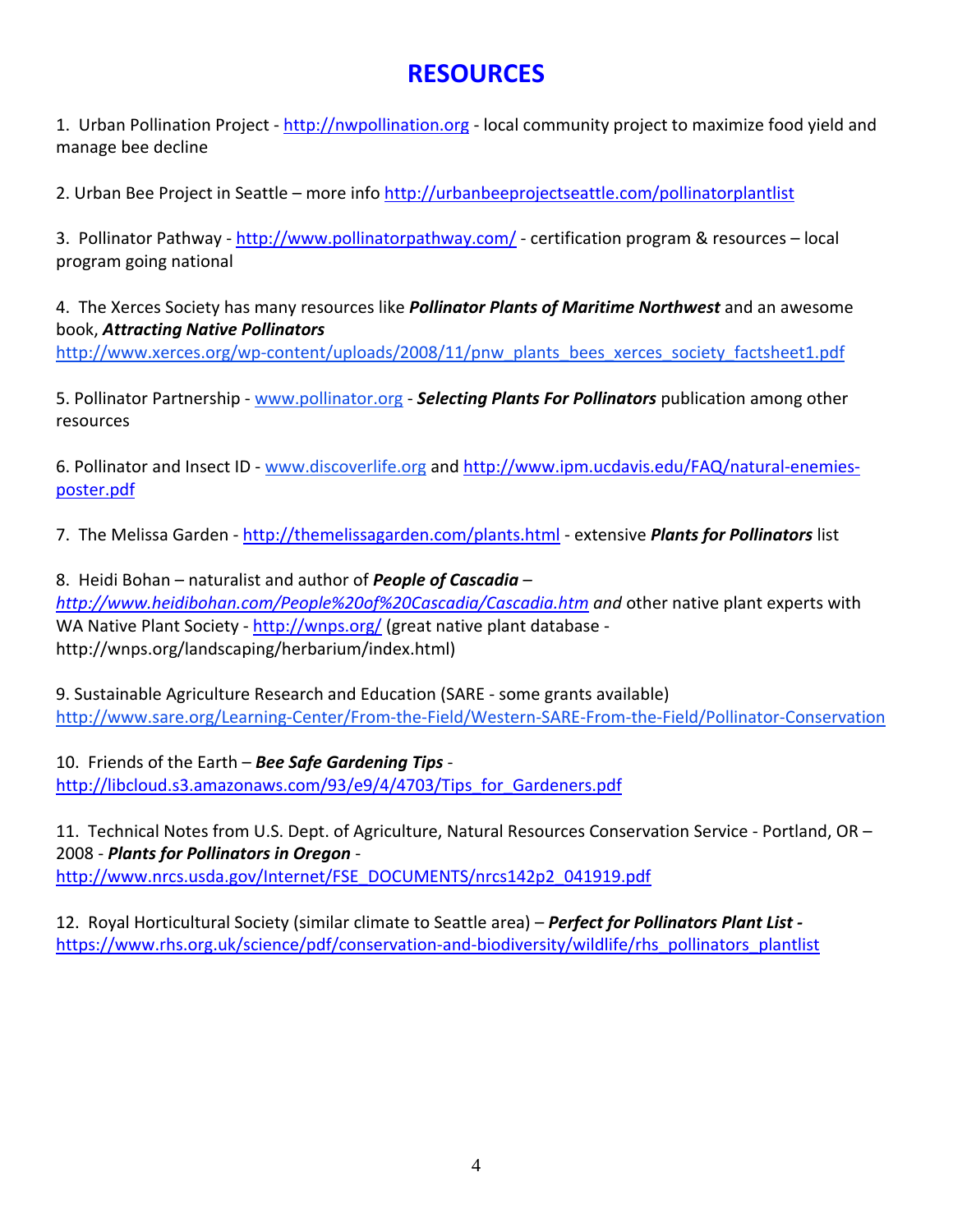# RESOURCES

1. Urban Pollination Project - http://nwpollination.org - local community project to maximize food yield and manage bee decline

2. Urban Bee Project in Seattle – more info http://urbanbeeprojectseattle.com/pollinatorplantlist

3. Pollinator Pathway - http://www.pollinatorpathway.com/ - certification program & resources – local program going national

4. The Xerces Society has many resources like ***Pollinator Plants of Maritime Northwest*** and an awesome book, ***Attracting Native Pollinators*** http://www.xerces.org/wp-content/uploads/2008/11/pnw_plants_bees_xerces_society_factsheet1.pdf

5. Pollinator Partnership - www.pollinator.org - ***Selecting Plants For Pollinators*** publication among other resources

6. Pollinator and Insect ID - www.discoverlife.org and http://www.ipm.ucdavis.edu/FAQ/natural-enemies-poster.pdf

7. The Melissa Garden - http://themelissagarden.com/plants.html - extensive ***Plants for Pollinators*** list

8. Heidi Bohan – naturalist and author of ***People of Cascadia*** – *http://www.heidibohan.com/People%20of%20Cascadia/Cascadia.htm and* other native plant experts with WA Native Plant Society - http://wnps.org/ (great native plant database - http://wnps.org/landscaping/herbarium/index.html)

9. Sustainable Agriculture Research and Education (SARE - some grants available) http://www.sare.org/Learning-Center/From-the-Field/Western-SARE-From-the-Field/Pollinator-Conservation

10. Friends of the Earth – ***Bee Safe Gardening Tips*** - http://libcloud.s3.amazonaws.com/93/e9/4/4703/Tips_for_Gardeners.pdf

11. Technical Notes from U.S. Dept. of Agriculture, Natural Resources Conservation Service - Portland, OR – 2008 - ***Plants for Pollinators in Oregon*** - http://www.nrcs.usda.gov/Internet/FSE_DOCUMENTS/nrcs142p2_041919.pdf

12. Royal Horticultural Society (similar climate to Seattle area) – ***Perfect for Pollinators Plant List -*** https://www.rhs.org.uk/science/pdf/conservation-and-biodiversity/wildlife/rhs_pollinators_plantlist